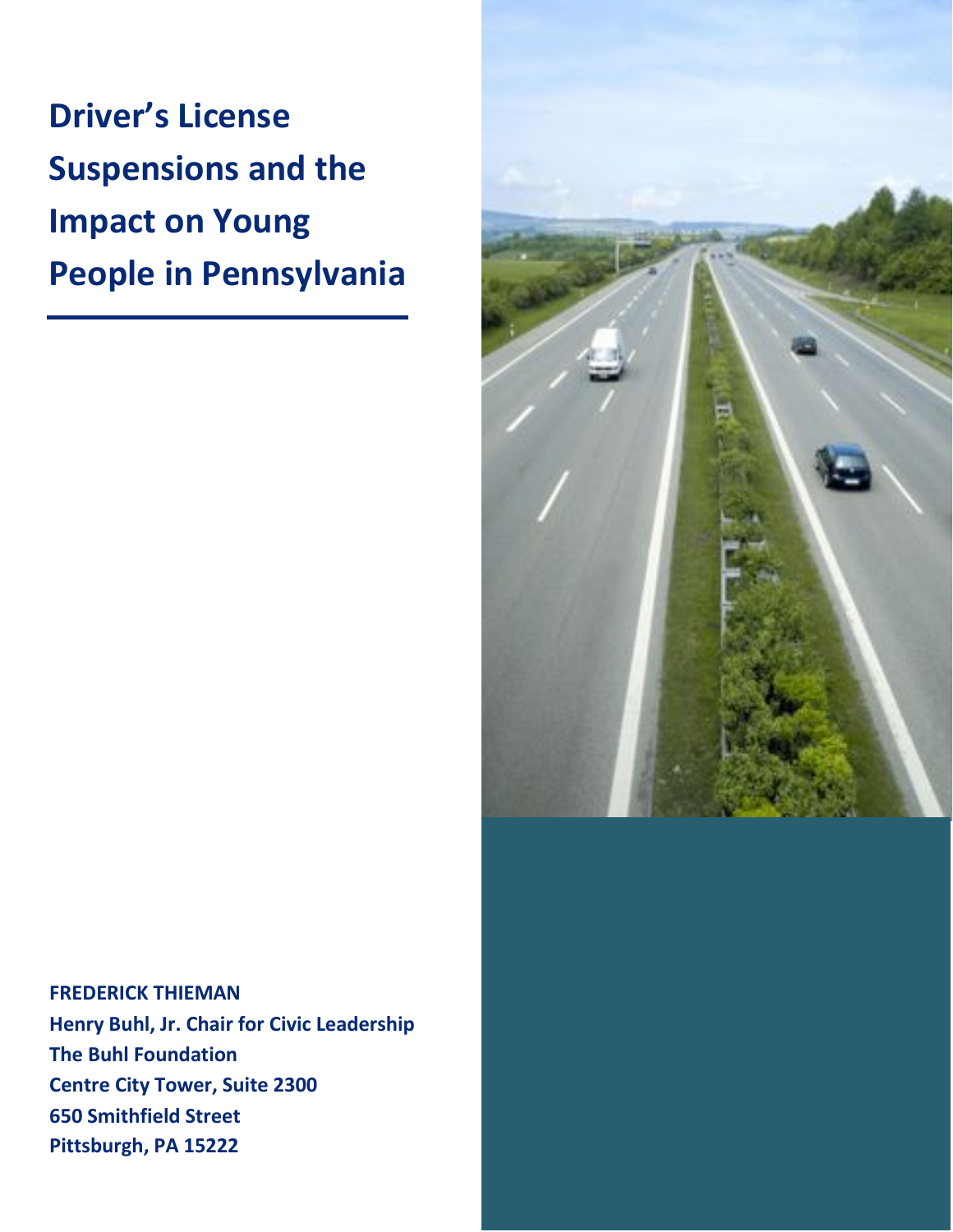# Driver's License Suspensions and the Impact on Young People in Pennsylvania

**FREDERICK THIEMAN**
**Henry Buhl, Jr. Chair for Civic Leadership**
**The Buhl Foundation**
**Centre City Tower, Suite 2300**
**650 Smithfield Street**
**Pittsburgh, PA 15222**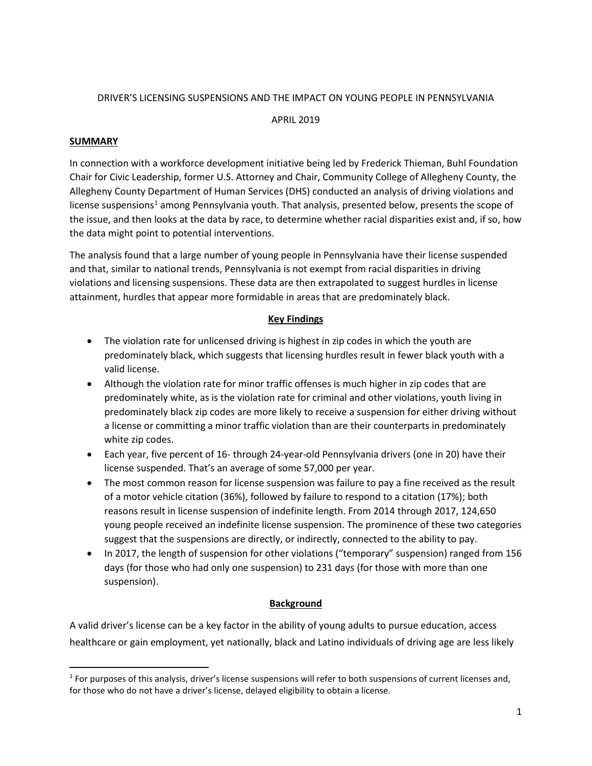DRIVER'S LICENSING SUSPENSIONS AND THE IMPACT ON YOUNG PEOPLE IN PENNSYLVANIA

APRIL 2019

## SUMMARY

In connection with a workforce development initiative being led by Frederick Thieman, Buhl Foundation Chair for Civic Leadership, former U.S. Attorney and Chair, Community College of Allegheny County, the Allegheny County Department of Human Services (DHS) conducted an analysis of driving violations and license suspensions[1] among Pennsylvania youth. That analysis, presented below, presents the scope of the issue, and then looks at the data by race, to determine whether racial disparities exist and, if so, how the data might point to potential interventions.

The analysis found that a large number of young people in Pennsylvania have their license suspended and that, similar to national trends, Pennsylvania is not exempt from racial disparities in driving violations and licensing suspensions. These data are then extrapolated to suggest hurdles in license attainment, hurdles that appear more formidable in areas that are predominately black.

### Key Findings

- The violation rate for unlicensed driving is highest in zip codes in which the youth are predominately black, which suggests that licensing hurdles result in fewer black youth with a valid license.
- Although the violation rate for minor traffic offenses is much higher in zip codes that are predominately white, as is the violation rate for criminal and other violations, youth living in predominately black zip codes are more likely to receive a suspension for either driving without a license or committing a minor traffic violation than are their counterparts in predominately white zip codes.
- Each year, five percent of 16- through 24-year-old Pennsylvania drivers (one in 20) have their license suspended. That's an average of some 57,000 per year.
- The most common reason for license suspension was failure to pay a fine received as the result of a motor vehicle citation (36%), followed by failure to respond to a citation (17%); both reasons result in license suspension of indefinite length. From 2014 through 2017, 124,650 young people received an indefinite license suspension. The prominence of these two categories suggest that the suspensions are directly, or indirectly, connected to the ability to pay.
- In 2017, the length of suspension for other violations ("temporary" suspension) ranged from 156 days (for those who had only one suspension) to 231 days (for those with more than one suspension).

### Background

A valid driver's license can be a key factor in the ability of young adults to pursue education, access healthcare or gain employment, yet nationally, black and Latino individuals of driving age are less likely

[1] For purposes of this analysis, driver's license suspensions will refer to both suspensions of current licenses and, for those who do not have a driver's license, delayed eligibility to obtain a license.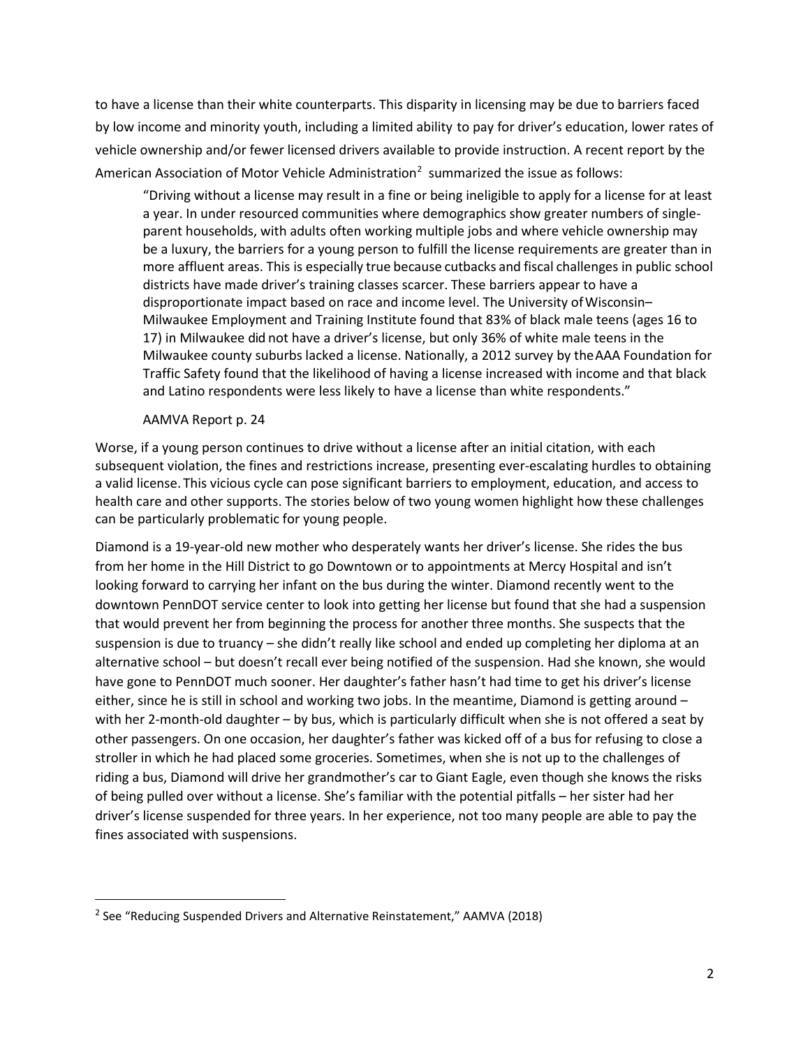to have a license than their white counterparts. This disparity in licensing may be due to barriers faced by low income and minority youth, including a limited ability to pay for driver's education, lower rates of vehicle ownership and/or fewer licensed drivers available to provide instruction. A recent report by the American Association of Motor Vehicle Administration[2] summarized the issue as follows:

> "Driving without a license may result in a fine or being ineligible to apply for a license for at least a year. In under resourced communities where demographics show greater numbers of single-parent households, with adults often working multiple jobs and where vehicle ownership may be a luxury, the barriers for a young person to fulfill the license requirements are greater than in more affluent areas. This is especially true because cutbacks and fiscal challenges in public school districts have made driver's training classes scarcer. These barriers appear to have a disproportionate impact based on race and income level. The University of Wisconsin–Milwaukee Employment and Training Institute found that 83% of black male teens (ages 16 to 17) in Milwaukee did not have a driver's license, but only 36% of white male teens in the Milwaukee county suburbs lacked a license. Nationally, a 2012 survey by the AAA Foundation for Traffic Safety found that the likelihood of having a license increased with income and that black and Latino respondents were less likely to have a license than white respondents."
>
> AAMVA Report p. 24

Worse, if a young person continues to drive without a license after an initial citation, with each subsequent violation, the fines and restrictions increase, presenting ever-escalating hurdles to obtaining a valid license. This vicious cycle can pose significant barriers to employment, education, and access to health care and other supports. The stories below of two young women highlight how these challenges can be particularly problematic for young people.

Diamond is a 19-year-old new mother who desperately wants her driver's license. She rides the bus from her home in the Hill District to go Downtown or to appointments at Mercy Hospital and isn't looking forward to carrying her infant on the bus during the winter. Diamond recently went to the downtown PennDOT service center to look into getting her license but found that she had a suspension that would prevent her from beginning the process for another three months. She suspects that the suspension is due to truancy – she didn't really like school and ended up completing her diploma at an alternative school – but doesn't recall ever being notified of the suspension. Had she known, she would have gone to PennDOT much sooner. Her daughter's father hasn't had time to get his driver's license either, since he is still in school and working two jobs. In the meantime, Diamond is getting around – with her 2-month-old daughter – by bus, which is particularly difficult when she is not offered a seat by other passengers. On one occasion, her daughter's father was kicked off of a bus for refusing to close a stroller in which he had placed some groceries. Sometimes, when she is not up to the challenges of riding a bus, Diamond will drive her grandmother's car to Giant Eagle, even though she knows the risks of being pulled over without a license. She's familiar with the potential pitfalls – her sister had her driver's license suspended for three years. In her experience, not too many people are able to pay the fines associated with suspensions.

---

[2] See "Reducing Suspended Drivers and Alternative Reinstatement," AAMVA (2018)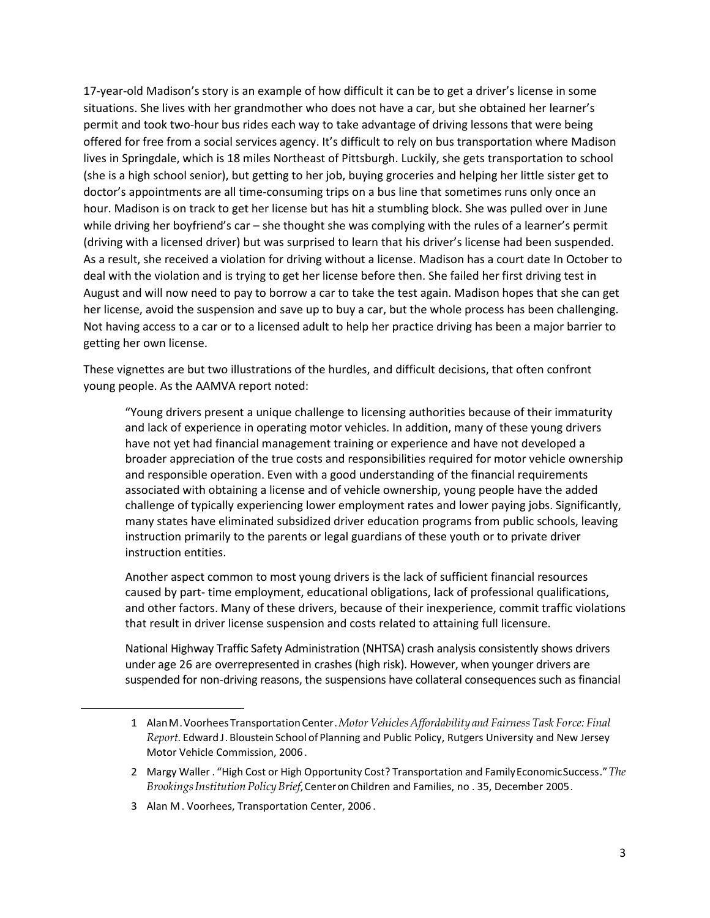17-year-old Madison's story is an example of how difficult it can be to get a driver's license in some situations. She lives with her grandmother who does not have a car, but she obtained her learner's permit and took two-hour bus rides each way to take advantage of driving lessons that were being offered for free from a social services agency. It's difficult to rely on bus transportation where Madison lives in Springdale, which is 18 miles Northeast of Pittsburgh. Luckily, she gets transportation to school (she is a high school senior), but getting to her job, buying groceries and helping her little sister get to doctor's appointments are all time-consuming trips on a bus line that sometimes runs only once an hour. Madison is on track to get her license but has hit a stumbling block. She was pulled over in June while driving her boyfriend's car – she thought she was complying with the rules of a learner's permit (driving with a licensed driver) but was surprised to learn that his driver's license had been suspended. As a result, she received a violation for driving without a license. Madison has a court date In October to deal with the violation and is trying to get her license before then. She failed her first driving test in August and will now need to pay to borrow a car to take the test again. Madison hopes that she can get her license, avoid the suspension and save up to buy a car, but the whole process has been challenging. Not having access to a car or to a licensed adult to help her practice driving has been a major barrier to getting her own license.

These vignettes are but two illustrations of the hurdles, and difficult decisions, that often confront young people. As the AAMVA report noted:

> "Young drivers present a unique challenge to licensing authorities because of their immaturity and lack of experience in operating motor vehicles. In addition, many of these young drivers have not yet had financial management training or experience and have not developed a broader appreciation of the true costs and responsibilities required for motor vehicle ownership and responsible operation. Even with a good understanding of the financial requirements associated with obtaining a license and of vehicle ownership, young people have the added challenge of typically experiencing lower employment rates and lower paying jobs. Significantly, many states have eliminated subsidized driver education programs from public schools, leaving instruction primarily to the parents or legal guardians of these youth or to private driver instruction entities.
>
> Another aspect common to most young drivers is the lack of sufficient financial resources caused by part- time employment, educational obligations, lack of professional qualifications, and other factors. Many of these drivers, because of their inexperience, commit traffic violations that result in driver license suspension and costs related to attaining full licensure.
>
> National Highway Traffic Safety Administration (NHTSA) crash analysis consistently shows drivers under age 26 are overrepresented in crashes (high risk). However, when younger drivers are suspended for non-driving reasons, the suspensions have collateral consequences such as financial

---

1 Alan M. Voorhees Transportation Center. *Motor Vehicles Affordability and Fairness Task Force: Final Report.* Edward J. Bloustein School of Planning and Public Policy, Rutgers University and New Jersey Motor Vehicle Commission, 2006.

2 Margy Waller. "High Cost or High Opportunity Cost? Transportation and Family Economic Success." *The Brookings Institution Policy Brief*, Center on Children and Families, no. 35, December 2005.

3 Alan M. Voorhees, Transportation Center, 2006.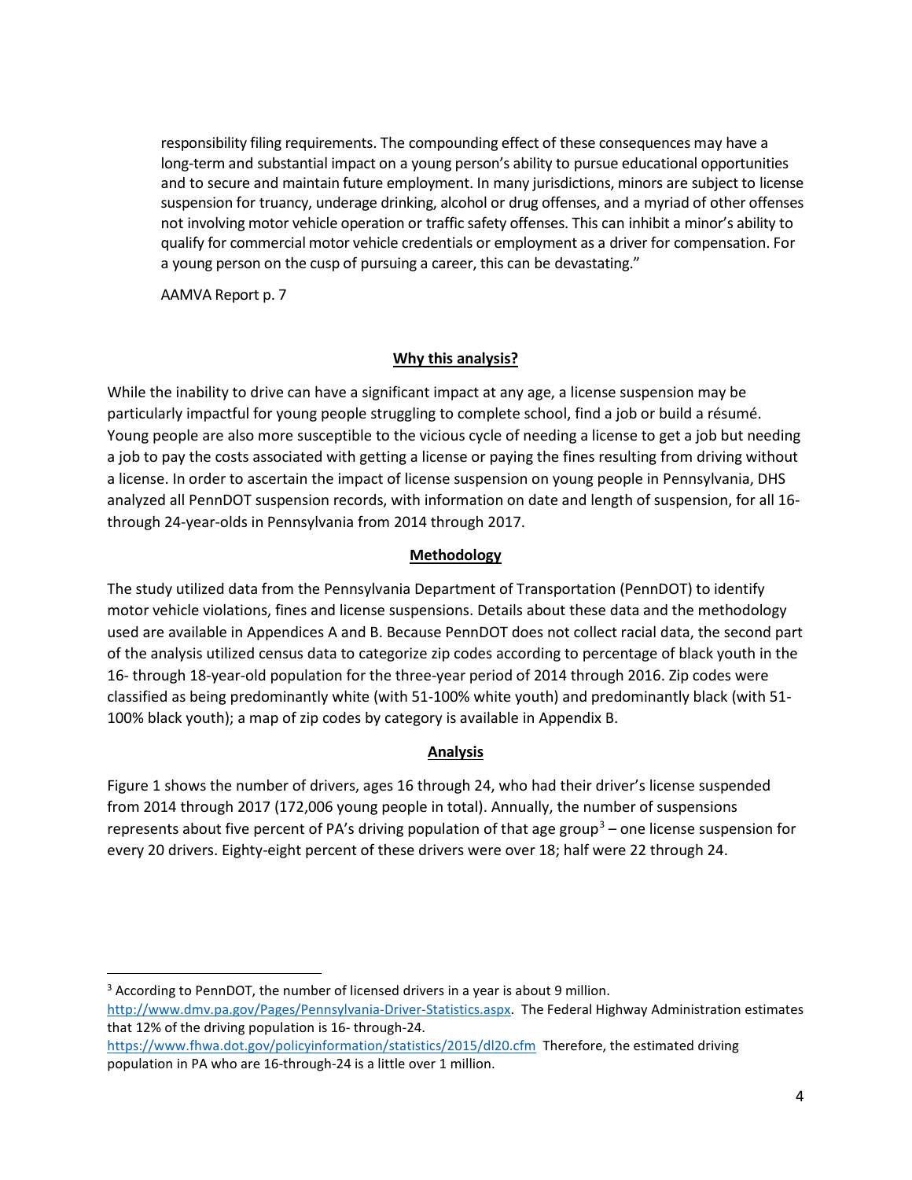responsibility filing requirements. The compounding effect of these consequences may have a long-term and substantial impact on a young person's ability to pursue educational opportunities and to secure and maintain future employment. In many jurisdictions, minors are subject to license suspension for truancy, underage drinking, alcohol or drug offenses, and a myriad of other offenses not involving motor vehicle operation or traffic safety offenses. This can inhibit a minor's ability to qualify for commercial motor vehicle credentials or employment as a driver for compensation. For a young person on the cusp of pursuing a career, this can be devastating."

AAMVA Report p. 7

## Why this analysis?

While the inability to drive can have a significant impact at any age, a license suspension may be particularly impactful for young people struggling to complete school, find a job or build a résumé. Young people are also more susceptible to the vicious cycle of needing a license to get a job but needing a job to pay the costs associated with getting a license or paying the fines resulting from driving without a license. In order to ascertain the impact of license suspension on young people in Pennsylvania, DHS analyzed all PennDOT suspension records, with information on date and length of suspension, for all 16- through 24-year-olds in Pennsylvania from 2014 through 2017.

## Methodology

The study utilized data from the Pennsylvania Department of Transportation (PennDOT) to identify motor vehicle violations, fines and license suspensions. Details about these data and the methodology used are available in Appendices A and B. Because PennDOT does not collect racial data, the second part of the analysis utilized census data to categorize zip codes according to percentage of black youth in the 16- through 18-year-old population for the three-year period of 2014 through 2016. Zip codes were classified as being predominantly white (with 51-100% white youth) and predominantly black (with 51-100% black youth); a map of zip codes by category is available in Appendix B.

## Analysis

Figure 1 shows the number of drivers, ages 16 through 24, who had their driver's license suspended from 2014 through 2017 (172,006 young people in total). Annually, the number of suspensions represents about five percent of PA's driving population of that age group[3] – one license suspension for every 20 drivers. Eighty-eight percent of these drivers were over 18; half were 22 through 24.

---

[3] According to PennDOT, the number of licensed drivers in a year is about 9 million. http://www.dmv.pa.gov/Pages/Pennsylvania-Driver-Statistics.aspx. The Federal Highway Administration estimates that 12% of the driving population is 16- through-24. https://www.fhwa.dot.gov/policyinformation/statistics/2015/dl20.cfm Therefore, the estimated driving population in PA who are 16-through-24 is a little over 1 million.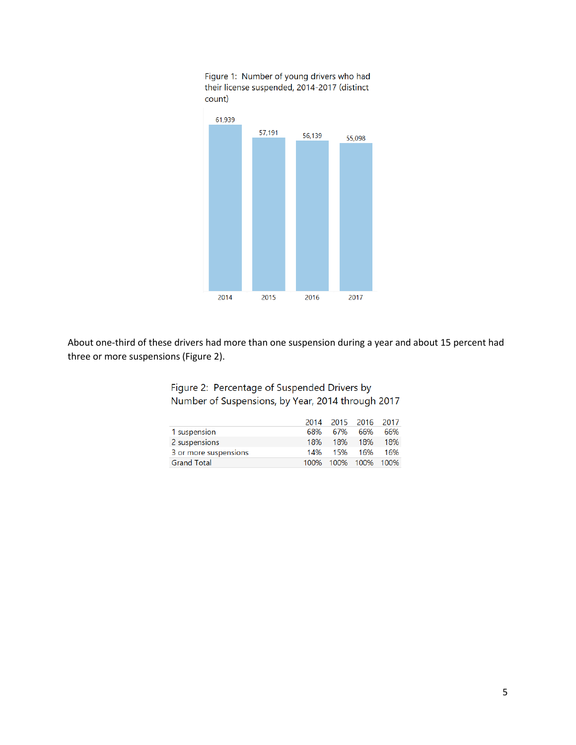Figure 1: Number of young drivers who had their license suspended, 2014-2017 (distinct count)

61,939
57,191
56,139
55,098

2014
2015
2016
2017

About one-third of these drivers had more than one suspension during a year and about 15 percent had three or more suspensions (Figure 2).

Figure 2: Percentage of Suspended Drivers by Number of Suspensions, by Year, 2014 through 2017

| | 2014 | 2015 | 2016 | 2017 |
|---|---|---|---|---|
| 1 suspension | 68% | 67% | 66% | 66% |
| 2 suspensions | 18% | 18% | 18% | 18% |
| 3 or more suspensions | 14% | 15% | 16% | 16% |
| Grand Total | 100% | 100% | 100% | 100% |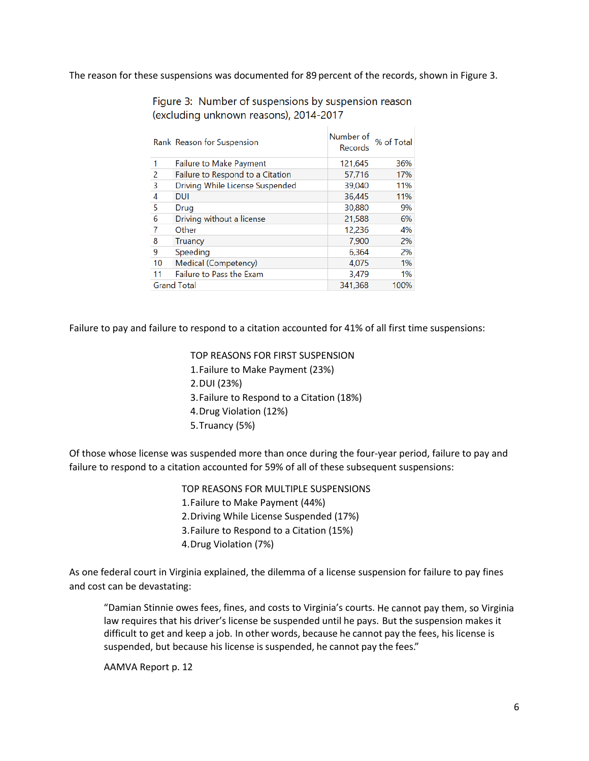The reason for these suspensions was documented for 89 percent of the records, shown in Figure 3.

Figure 3: Number of suspensions by suspension reason (excluding unknown reasons), 2014-2017

| Rank | Reason for Suspension | Number of Records | % of Total |
|---|---|---|---|
| 1 | Failure to Make Payment | 121,645 | 36% |
| 2 | Failure to Respond to a Citation | 57,716 | 17% |
| 3 | Driving While License Suspended | 39,040 | 11% |
| 4 | DUI | 36,445 | 11% |
| 5 | Drug | 30,880 | 9% |
| 6 | Driving without a license | 21,588 | 6% |
| 7 | Other | 12,236 | 4% |
| 8 | Truancy | 7,900 | 2% |
| 9 | Speeding | 6,364 | 2% |
| 10 | Medical (Competency) | 4,075 | 1% |
| 11 | Failure to Pass the Exam | 3,479 | 1% |
| Grand Total | | 341,368 | 100% |

Failure to pay and failure to respond to a citation accounted for 41% of all first time suspensions:

TOP REASONS FOR FIRST SUSPENSION

1. Failure to Make Payment (23%)
2. DUI (23%)
3. Failure to Respond to a Citation (18%)
4. Drug Violation (12%)
5. Truancy (5%)

Of those whose license was suspended more than once during the four-year period, failure to pay and failure to respond to a citation accounted for 59% of all of these subsequent suspensions:

TOP REASONS FOR MULTIPLE SUSPENSIONS

1. Failure to Make Payment (44%)
2. Driving While License Suspended (17%)
3. Failure to Respond to a Citation (15%)
4. Drug Violation (7%)

As one federal court in Virginia explained, the dilemma of a license suspension for failure to pay fines and cost can be devastating:

> "Damian Stinnie owes fees, fines, and costs to Virginia's courts. He cannot pay them, so Virginia law requires that his driver's license be suspended until he pays. But the suspension makes it difficult to get and keep a job. In other words, because he cannot pay the fees, his license is suspended, but because his license is suspended, he cannot pay the fees."
>
> AAMVA Report p. 12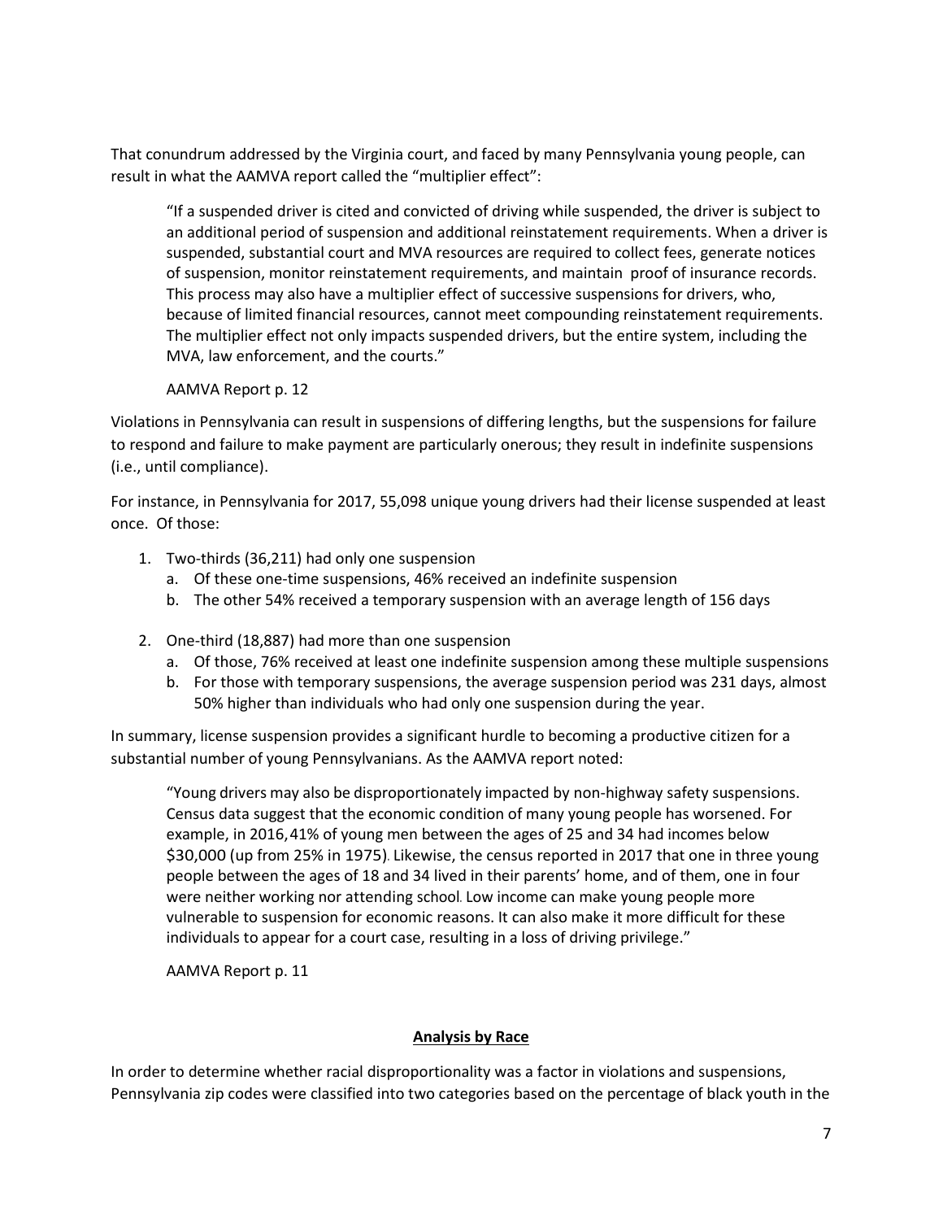That conundrum addressed by the Virginia court, and faced by many Pennsylvania young people, can result in what the AAMVA report called the "multiplier effect":

> "If a suspended driver is cited and convicted of driving while suspended, the driver is subject to an additional period of suspension and additional reinstatement requirements. When a driver is suspended, substantial court and MVA resources are required to collect fees, generate notices of suspension, monitor reinstatement requirements, and maintain proof of insurance records. This process may also have a multiplier effect of successive suspensions for drivers, who, because of limited financial resources, cannot meet compounding reinstatement requirements. The multiplier effect not only impacts suspended drivers, but the entire system, including the MVA, law enforcement, and the courts."
>
> AAMVA Report p. 12

Violations in Pennsylvania can result in suspensions of differing lengths, but the suspensions for failure to respond and failure to make payment are particularly onerous; they result in indefinite suspensions (i.e., until compliance).

For instance, in Pennsylvania for 2017, 55,098 unique young drivers had their license suspended at least once. Of those:

1. Two-thirds (36,211) had only one suspension
   a. Of these one-time suspensions, 46% received an indefinite suspension
   b. The other 54% received a temporary suspension with an average length of 156 days
2. One-third (18,887) had more than one suspension
   a. Of those, 76% received at least one indefinite suspension among these multiple suspensions
   b. For those with temporary suspensions, the average suspension period was 231 days, almost 50% higher than individuals who had only one suspension during the year.

In summary, license suspension provides a significant hurdle to becoming a productive citizen for a substantial number of young Pennsylvanians. As the AAMVA report noted:

> "Young drivers may also be disproportionately impacted by non-highway safety suspensions. Census data suggest that the economic condition of many young people has worsened. For example, in 2016, 41% of young men between the ages of 25 and 34 had incomes below $30,000 (up from 25% in 1975). Likewise, the census reported in 2017 that one in three young people between the ages of 18 and 34 lived in their parents' home, and of them, one in four were neither working nor attending school. Low income can make young people more vulnerable to suspension for economic reasons. It can also make it more difficult for these individuals to appear for a court case, resulting in a loss of driving privilege."
>
> AAMVA Report p. 11

## Analysis by Race

In order to determine whether racial disproportionality was a factor in violations and suspensions, Pennsylvania zip codes were classified into two categories based on the percentage of black youth in the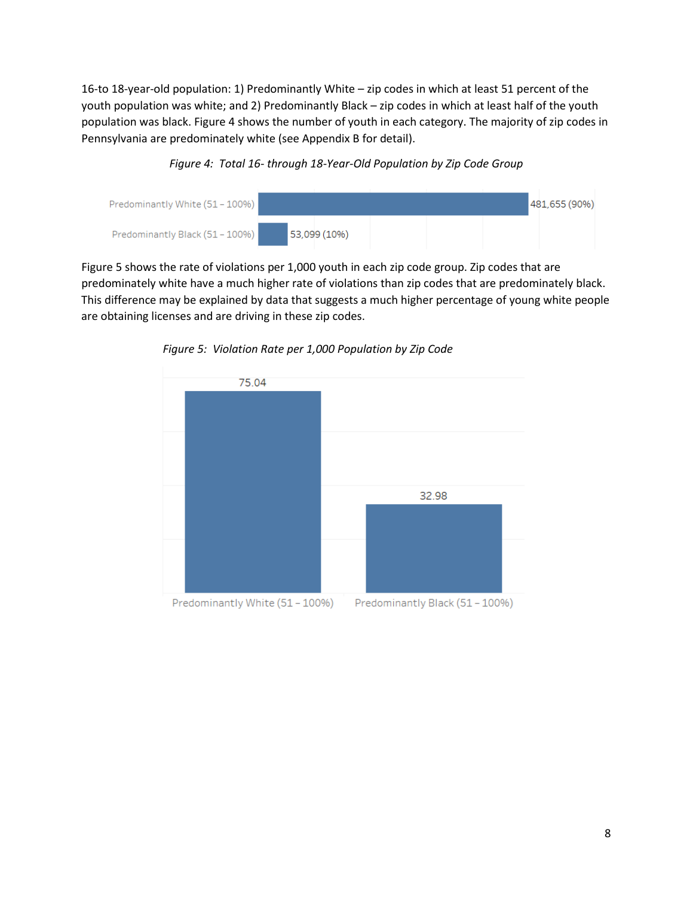16-to 18-year-old population: 1) Predominantly White – zip codes in which at least 51 percent of the youth population was white; and 2) Predominantly Black – zip codes in which at least half of the youth population was black. Figure 4 shows the number of youth in each category. The majority of zip codes in Pennsylvania are predominately white (see Appendix B for detail).

*Figure 4: Total 16- through 18-Year-Old Population by Zip Code Group*

Predominantly White (51 – 100%)
481,655 (90%)
Predominantly Black (51 – 100%)
53,099 (10%)

Figure 5 shows the rate of violations per 1,000 youth in each zip code group. Zip codes that are predominately white have a much higher rate of violations than zip codes that are predominately black. This difference may be explained by data that suggests a much higher percentage of young white people are obtaining licenses and are driving in these zip codes.

*Figure 5: Violation Rate per 1,000 Population by Zip Code*

75.04
32.98
Predominantly White (51 – 100%)
Predominantly Black (51 – 100%)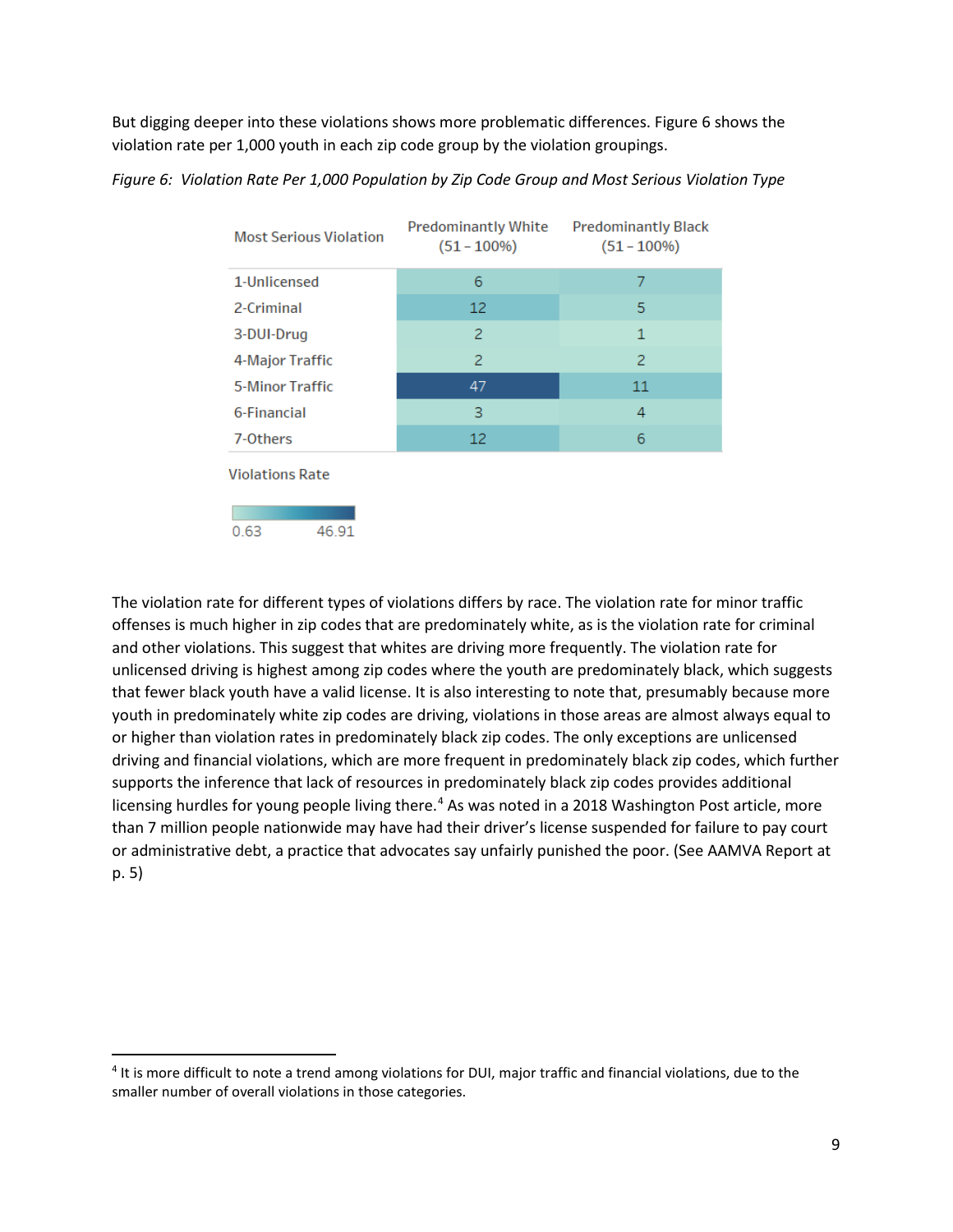But digging deeper into these violations shows more problematic differences. Figure 6 shows the violation rate per 1,000 youth in each zip code group by the violation groupings.

*Figure 6: Violation Rate Per 1,000 Population by Zip Code Group and Most Serious Violation Type*

| Most Serious Violation | Predominantly White (51 – 100%) | Predominantly Black (51 – 100%) |
|---|---|---|
| 1-Unlicensed | 6 | 7 |
| 2-Criminal | 12 | 5 |
| 3-DUI-Drug | 2 | 1 |
| 4-Major Traffic | 2 | 2 |
| 5-Minor Traffic | 47 | 11 |
| 6-Financial | 3 | 4 |
| 7-Others | 12 | 6 |

Violations Rate

0.63 46.91

The violation rate for different types of violations differs by race. The violation rate for minor traffic offenses is much higher in zip codes that are predominately white, as is the violation rate for criminal and other violations. This suggest that whites are driving more frequently. The violation rate for unlicensed driving is highest among zip codes where the youth are predominately black, which suggests that fewer black youth have a valid license. It is also interesting to note that, presumably because more youth in predominately white zip codes are driving, violations in those areas are almost always equal to or higher than violation rates in predominately black zip codes. The only exceptions are unlicensed driving and financial violations, which are more frequent in predominately black zip codes, which further supports the inference that lack of resources in predominately black zip codes provides additional licensing hurdles for young people living there.[4] As was noted in a 2018 Washington Post article, more than 7 million people nationwide may have had their driver's license suspended for failure to pay court or administrative debt, a practice that advocates say unfairly punished the poor. (See AAMVA Report at p. 5)

[4] It is more difficult to note a trend among violations for DUI, major traffic and financial violations, due to the smaller number of overall violations in those categories.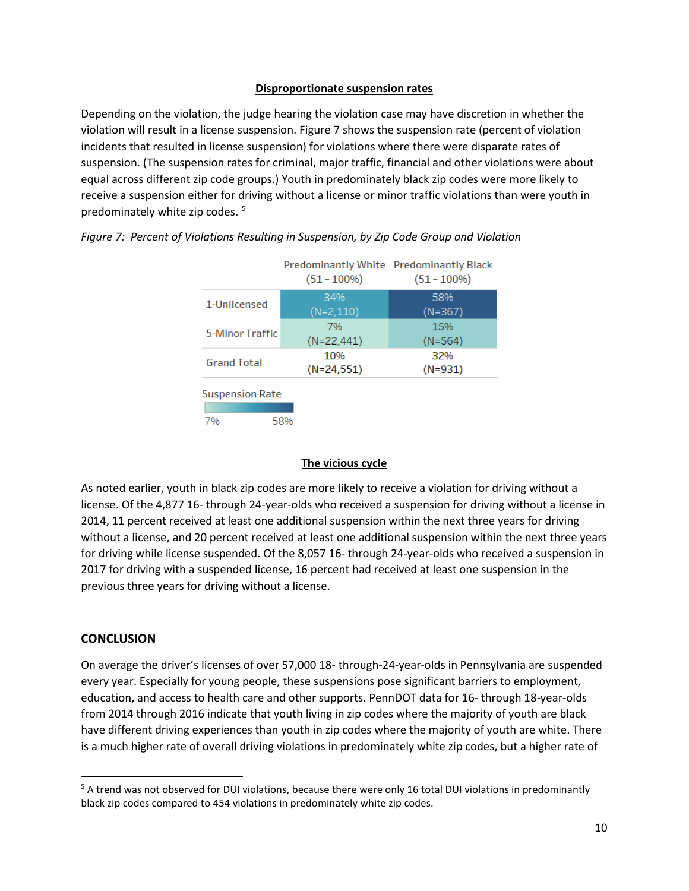## Disproportionate suspension rates

Depending on the violation, the judge hearing the violation case may have discretion in whether the violation will result in a license suspension. Figure 7 shows the suspension rate (percent of violation incidents that resulted in license suspension) for violations where there were disparate rates of suspension. (The suspension rates for criminal, major traffic, financial and other violations were about equal across different zip code groups.) Youth in predominately black zip codes were more likely to receive a suspension either for driving without a license or minor traffic violations than were youth in predominately white zip codes. [5]

*Figure 7: Percent of Violations Resulting in Suspension, by Zip Code Group and Violation*

| | Predominantly White (51 – 100%) | Predominantly Black (51 – 100%) |
|---|---|---|
| 1-Unlicensed | 34% (N=2,110) | 58% (N=367) |
| 5-Minor Traffic | 7% (N=22,441) | 15% (N=564) |
| Grand Total | 10% (N=24,551) | 32% (N=931) |

Suspension Rate

7% 58%

## The vicious cycle

As noted earlier, youth in black zip codes are more likely to receive a violation for driving without a license. Of the 4,877 16- through 24-year-olds who received a suspension for driving without a license in 2014, 11 percent received at least one additional suspension within the next three years for driving without a license, and 20 percent received at least one additional suspension within the next three years for driving while license suspended. Of the 8,057 16- through 24-year-olds who received a suspension in 2017 for driving with a suspended license, 16 percent had received at least one suspension in the previous three years for driving without a license.

## CONCLUSION

On average the driver's licenses of over 57,000 18- through-24-year-olds in Pennsylvania are suspended every year. Especially for young people, these suspensions pose significant barriers to employment, education, and access to health care and other supports. PennDOT data for 16- through 18-year-olds from 2014 through 2016 indicate that youth living in zip codes where the majority of youth are black have different driving experiences than youth in zip codes where the majority of youth are white. There is a much higher rate of overall driving violations in predominately white zip codes, but a higher rate of

[5] A trend was not observed for DUI violations, because there were only 16 total DUI violations in predominantly black zip codes compared to 454 violations in predominately white zip codes.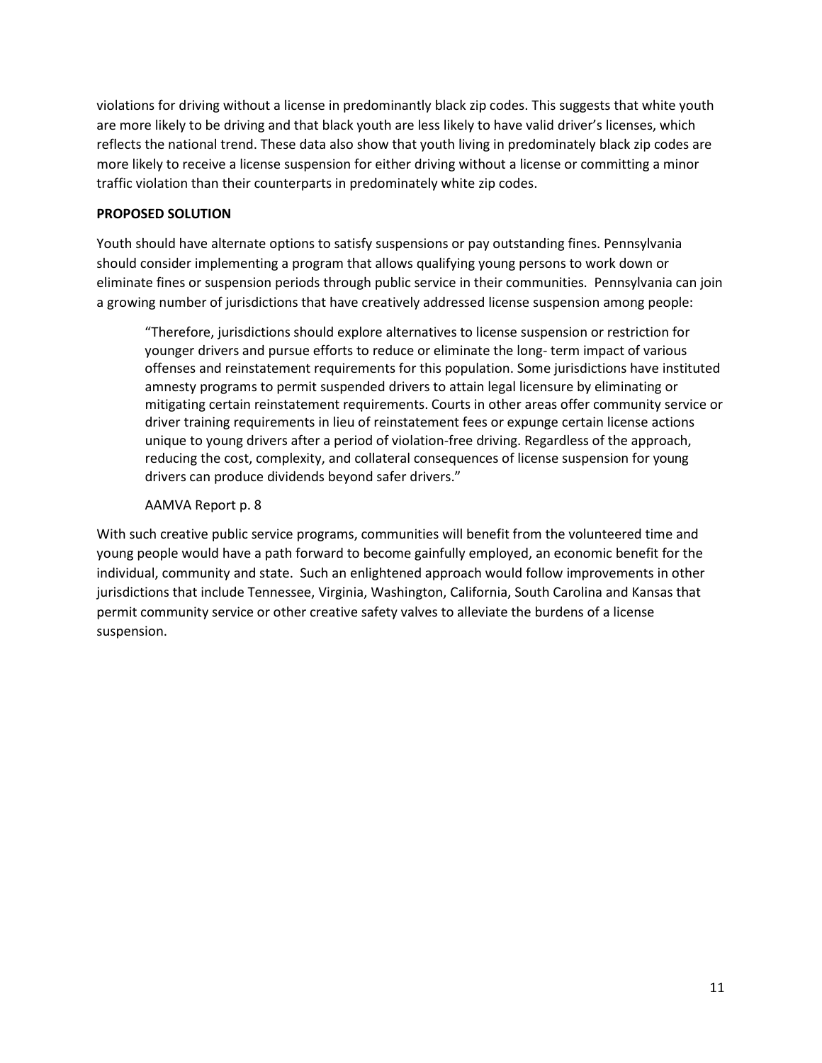violations for driving without a license in predominantly black zip codes. This suggests that white youth are more likely to be driving and that black youth are less likely to have valid driver's licenses, which reflects the national trend. These data also show that youth living in predominately black zip codes are more likely to receive a license suspension for either driving without a license or committing a minor traffic violation than their counterparts in predominately white zip codes.

**PROPOSED SOLUTION**

Youth should have alternate options to satisfy suspensions or pay outstanding fines. Pennsylvania should consider implementing a program that allows qualifying young persons to work down or eliminate fines or suspension periods through public service in their communities. Pennsylvania can join a growing number of jurisdictions that have creatively addressed license suspension among people:

> "Therefore, jurisdictions should explore alternatives to license suspension or restriction for younger drivers and pursue efforts to reduce or eliminate the long- term impact of various offenses and reinstatement requirements for this population. Some jurisdictions have instituted amnesty programs to permit suspended drivers to attain legal licensure by eliminating or mitigating certain reinstatement requirements. Courts in other areas offer community service or driver training requirements in lieu of reinstatement fees or expunge certain license actions unique to young drivers after a period of violation-free driving. Regardless of the approach, reducing the cost, complexity, and collateral consequences of license suspension for young drivers can produce dividends beyond safer drivers."
>
> AAMVA Report p. 8

With such creative public service programs, communities will benefit from the volunteered time and young people would have a path forward to become gainfully employed, an economic benefit for the individual, community and state. Such an enlightened approach would follow improvements in other jurisdictions that include Tennessee, Virginia, Washington, California, South Carolina and Kansas that permit community service or other creative safety valves to alleviate the burdens of a license suspension.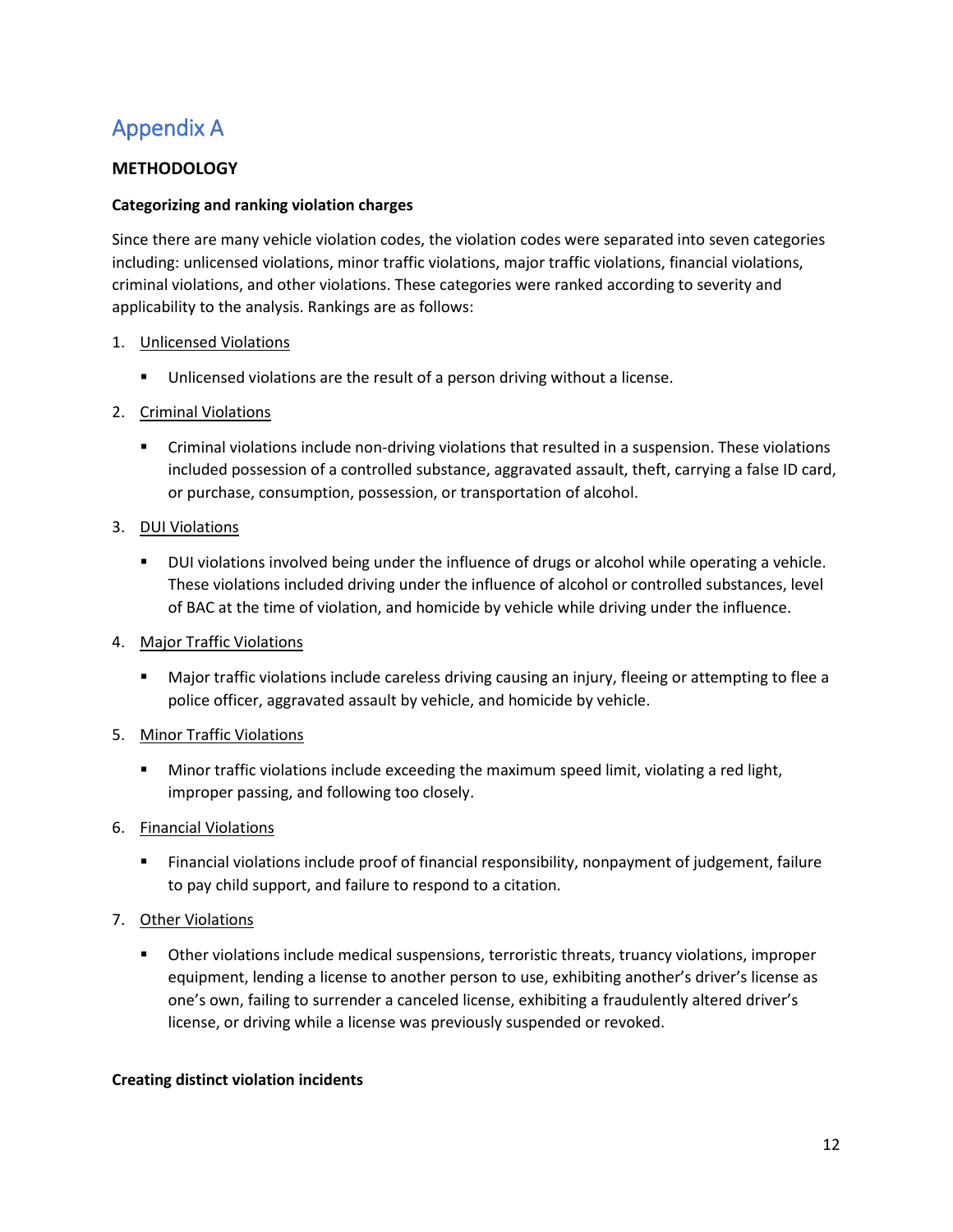# Appendix A

**METHODOLOGY**

**Categorizing and ranking violation charges**

Since there are many vehicle violation codes, the violation codes were separated into seven categories including: unlicensed violations, minor traffic violations, major traffic violations, financial violations, criminal violations, and other violations. These categories were ranked according to severity and applicability to the analysis. Rankings are as follows:

1. Unlicensed Violations
   - Unlicensed violations are the result of a person driving without a license.
2. Criminal Violations
   - Criminal violations include non-driving violations that resulted in a suspension. These violations included possession of a controlled substance, aggravated assault, theft, carrying a false ID card, or purchase, consumption, possession, or transportation of alcohol.
3. DUI Violations
   - DUI violations involved being under the influence of drugs or alcohol while operating a vehicle. These violations included driving under the influence of alcohol or controlled substances, level of BAC at the time of violation, and homicide by vehicle while driving under the influence.
4. Major Traffic Violations
   - Major traffic violations include careless driving causing an injury, fleeing or attempting to flee a police officer, aggravated assault by vehicle, and homicide by vehicle.
5. Minor Traffic Violations
   - Minor traffic violations include exceeding the maximum speed limit, violating a red light, improper passing, and following too closely.
6. Financial Violations
   - Financial violations include proof of financial responsibility, nonpayment of judgement, failure to pay child support, and failure to respond to a citation.
7. Other Violations
   - Other violations include medical suspensions, terroristic threats, truancy violations, improper equipment, lending a license to another person to use, exhibiting another's driver's license as one's own, failing to surrender a canceled license, exhibiting a fraudulently altered driver's license, or driving while a license was previously suspended or revoked.

**Creating distinct violation incidents**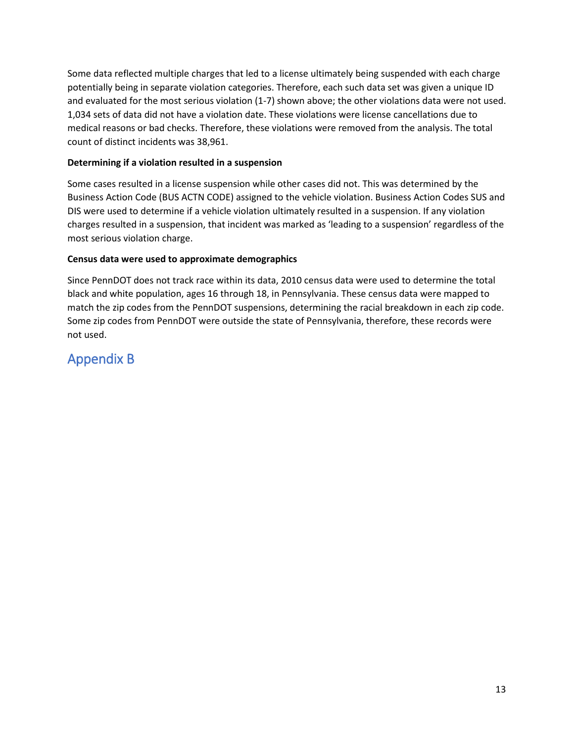Some data reflected multiple charges that led to a license ultimately being suspended with each charge potentially being in separate violation categories. Therefore, each such data set was given a unique ID and evaluated for the most serious violation (1-7) shown above; the other violations data were not used. 1,034 sets of data did not have a violation date. These violations were license cancellations due to medical reasons or bad checks. Therefore, these violations were removed from the analysis. The total count of distinct incidents was 38,961.

**Determining if a violation resulted in a suspension**

Some cases resulted in a license suspension while other cases did not. This was determined by the Business Action Code (BUS ACTN CODE) assigned to the vehicle violation. Business Action Codes SUS and DIS were used to determine if a vehicle violation ultimately resulted in a suspension. If any violation charges resulted in a suspension, that incident was marked as 'leading to a suspension' regardless of the most serious violation charge.

**Census data were used to approximate demographics**

Since PennDOT does not track race within its data, 2010 census data were used to determine the total black and white population, ages 16 through 18, in Pennsylvania. These census data were mapped to match the zip codes from the PennDOT suspensions, determining the racial breakdown in each zip code. Some zip codes from PennDOT were outside the state of Pennsylvania, therefore, these records were not used.

## Appendix B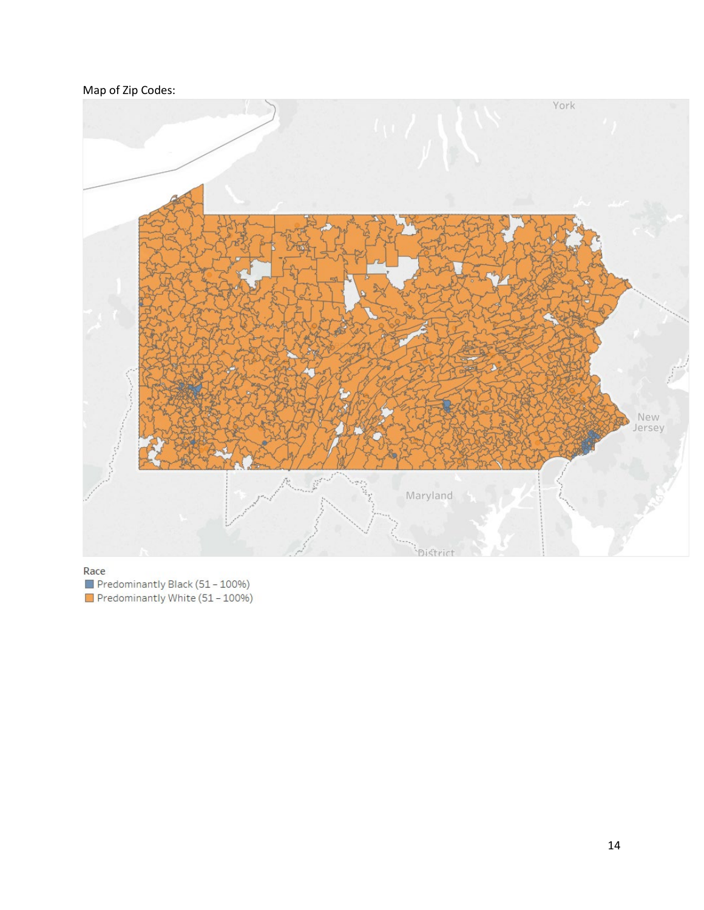Map of Zip Codes:

York

New Jersey

Maryland

District

Race

Predominantly Black (51 – 100%)

Predominantly White (51 – 100%)